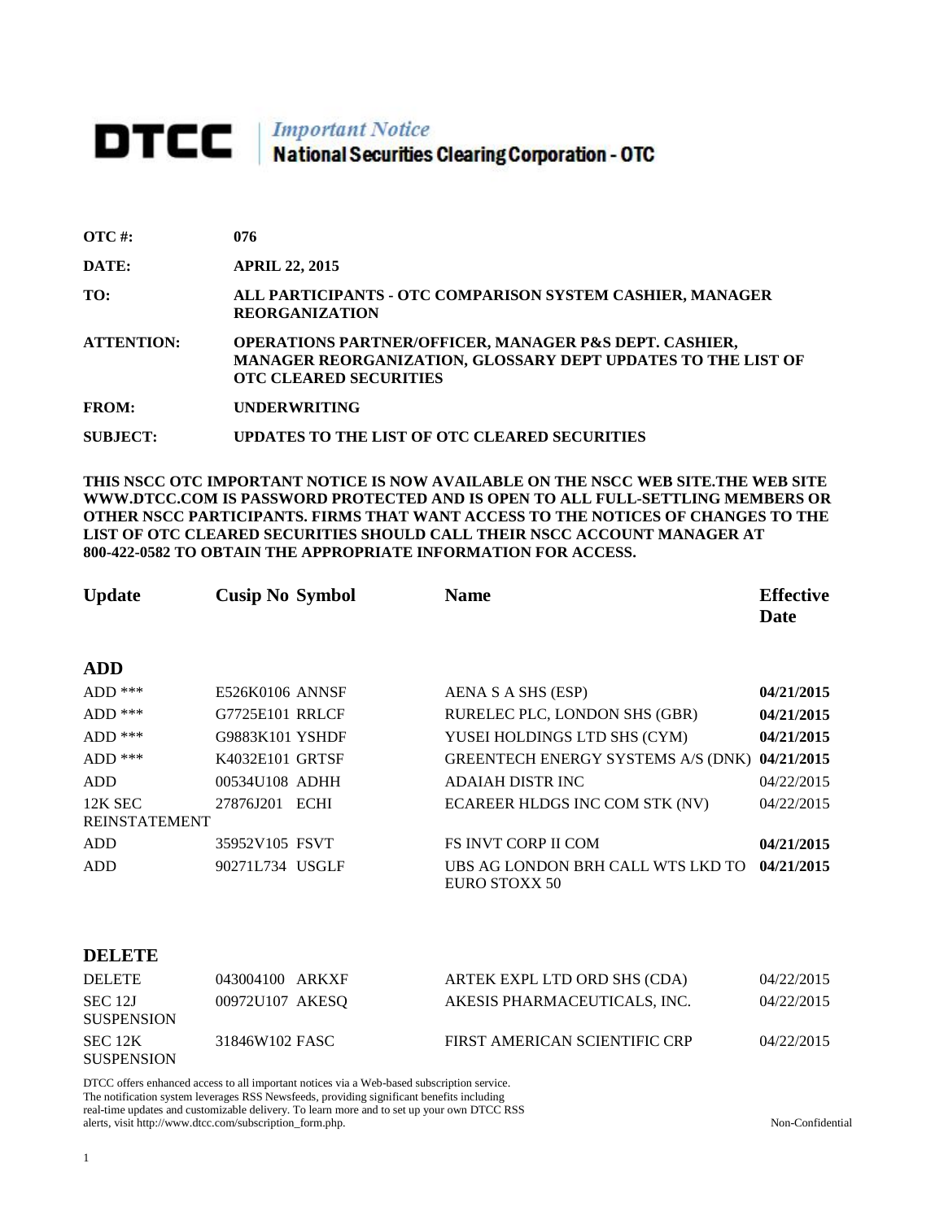# DTCC | *Important Notice* National Securities Clearing Corporation - OTC

| | |
|---|---|
| **OTC #:** | **076** |
| **DATE:** | **APRIL 22, 2015** |
| **TO:** | **ALL PARTICIPANTS - OTC COMPARISON SYSTEM CASHIER, MANAGER REORGANIZATION** |
| **ATTENTION:** | **OPERATIONS PARTNER/OFFICER, MANAGER P&S DEPT. CASHIER, MANAGER REORGANIZATION, GLOSSARY DEPT UPDATES TO THE LIST OF OTC CLEARED SECURITIES** |
| **FROM:** | **UNDERWRITING** |
| **SUBJECT:** | **UPDATES TO THE LIST OF OTC CLEARED SECURITIES** |

**THIS NSCC OTC IMPORTANT NOTICE IS NOW AVAILABLE ON THE NSCC WEB SITE.THE WEB SITE WWW.DTCC.COM IS PASSWORD PROTECTED AND IS OPEN TO ALL FULL-SETTLING MEMBERS OR OTHER NSCC PARTICIPANTS. FIRMS THAT WANT ACCESS TO THE NOTICES OF CHANGES TO THE LIST OF OTC CLEARED SECURITIES SHOULD CALL THEIR NSCC ACCOUNT MANAGER AT 800-422-0582 TO OBTAIN THE APPROPRIATE INFORMATION FOR ACCESS.**

| Update | Cusip No | Symbol | Name | Effective Date |
|---|---|---|---|---|
| **ADD** | | | | |
| ADD *** | E526K0106 | ANNSF | AENA S A SHS (ESP) | **04/21/2015** |
| ADD *** | G7725E101 | RRLCF | RURELEC PLC, LONDON SHS (GBR) | **04/21/2015** |
| ADD *** | G9883K101 | YSHDF | YUSEI HOLDINGS LTD SHS (CYM) | **04/21/2015** |
| ADD *** | K4032E101 | GRTSF | GREENTECH ENERGY SYSTEMS A/S (DNK) | **04/21/2015** |
| ADD | 00534U108 | ADHH | ADAIAH DISTR INC | 04/22/2015 |
| 12K SEC REINSTATEMENT | 27876J201 | ECHI | ECAREER HLDGS INC COM STK (NV) | 04/22/2015 |
| ADD | 35952V105 | FSVT | FS INVT CORP II COM | **04/21/2015** |
| ADD | 90271L734 | USGLF | UBS AG LONDON BRH CALL WTS LKD TO EURO STOXX 50 | **04/21/2015** |
| **DELETE** | | | | |
| DELETE | 043004100 | ARKXF | ARTEK EXPL LTD ORD SHS (CDA) | 04/22/2015 |
| SEC 12J SUSPENSION | 00972U107 | AKESQ | AKESIS PHARMACEUTICALS, INC. | 04/22/2015 |
| SEC 12K SUSPENSION | 31846W102 | FASC | FIRST AMERICAN SCIENTIFIC CRP | 04/22/2015 |

DTCC offers enhanced access to all important notices via a Web-based subscription service. The notification system leverages RSS Newsfeeds, providing significant benefits including real-time updates and customizable delivery. To learn more and to set up your own DTCC RSS alerts, visit http://www.dtcc.com/subscription_form.php.

Non-Confidential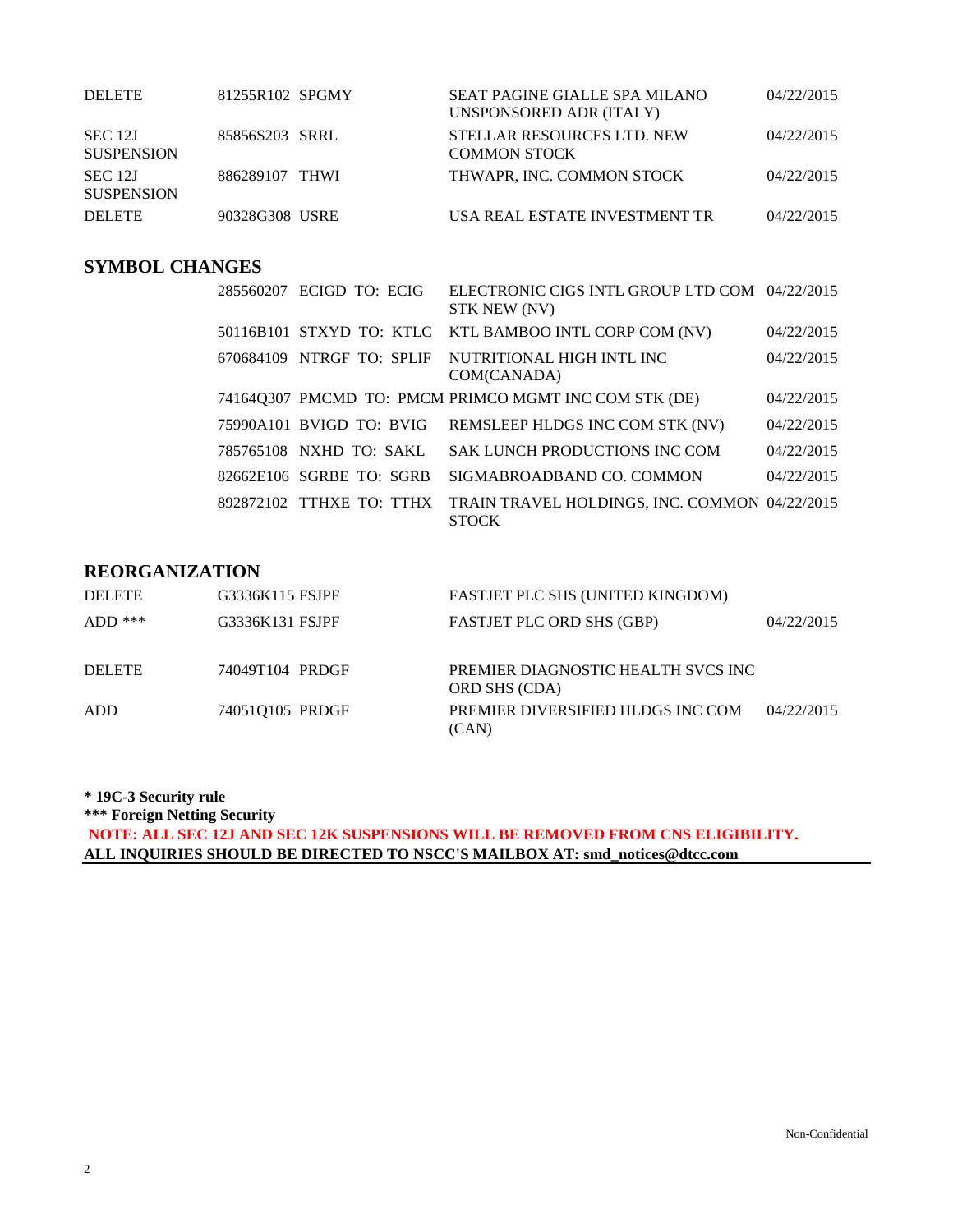| | | | | |
|---|---|---|---|---|
| DELETE | 81255R102 | SPGMY | SEAT PAGINE GIALLE SPA MILANO UNSPONSORED ADR (ITALY) | 04/22/2015 |
| SEC 12J SUSPENSION | 85856S203 | SRRL | STELLAR RESOURCES LTD. NEW COMMON STOCK | 04/22/2015 |
| SEC 12J SUSPENSION | 886289107 | THWI | THWAPR, INC. COMMON STOCK | 04/22/2015 |
| DELETE | 90328G308 | USRE | USA REAL ESTATE INVESTMENT TR | 04/22/2015 |

## SYMBOL CHANGES

| | | | |
|---|---|---|---|
| 285560207 | ECIGD TO: ECIG | ELECTRONIC CIGS INTL GROUP LTD COM STK NEW (NV) | 04/22/2015 |
| 50116B101 | STXYD TO: KTLC | KTL BAMBOO INTL CORP COM (NV) | 04/22/2015 |
| 670684109 | NTRGF TO: SPLIF | NUTRITIONAL HIGH INTL INC COM(CANADA) | 04/22/2015 |
| 74164Q307 | PMCMD TO: PMCM | PRIMCO MGMT INC COM STK (DE) | 04/22/2015 |
| 75990A101 | BVIGD TO: BVIG | REMSLEEP HLDGS INC COM STK (NV) | 04/22/2015 |
| 785765108 | NXHD TO: SAKL | SAK LUNCH PRODUCTIONS INC COM | 04/22/2015 |
| 82662E106 | SGRBE TO: SGRB | SIGMABROADBAND CO. COMMON | 04/22/2015 |
| 892872102 | TTHXE TO: TTHX | TRAIN TRAVEL HOLDINGS, INC. COMMON STOCK | 04/22/2015 |

## REORGANIZATION

| | | | | |
|---|---|---|---|---|
| DELETE | G3336K115 | FSJPF | FASTJET PLC SHS (UNITED KINGDOM) | |
| ADD *** | G3336K131 | FSJPF | FASTJET PLC ORD SHS (GBP) | 04/22/2015 |
| DELETE | 74049T104 | PRDGF | PREMIER DIAGNOSTIC HEALTH SVCS INC ORD SHS (CDA) | |
| ADD | 74051Q105 | PRDGF | PREMIER DIVERSIFIED HLDGS INC COM (CAN) | 04/22/2015 |

**\* 19C-3 Security rule**

**\*\*\* Foreign Netting Security**

**NOTE: ALL SEC 12J AND SEC 12K SUSPENSIONS WILL BE REMOVED FROM CNS ELIGIBILITY.**

**ALL INQUIRIES SHOULD BE DIRECTED TO NSCC'S MAILBOX AT: smd_notices@dtcc.com**

Non-Confidential